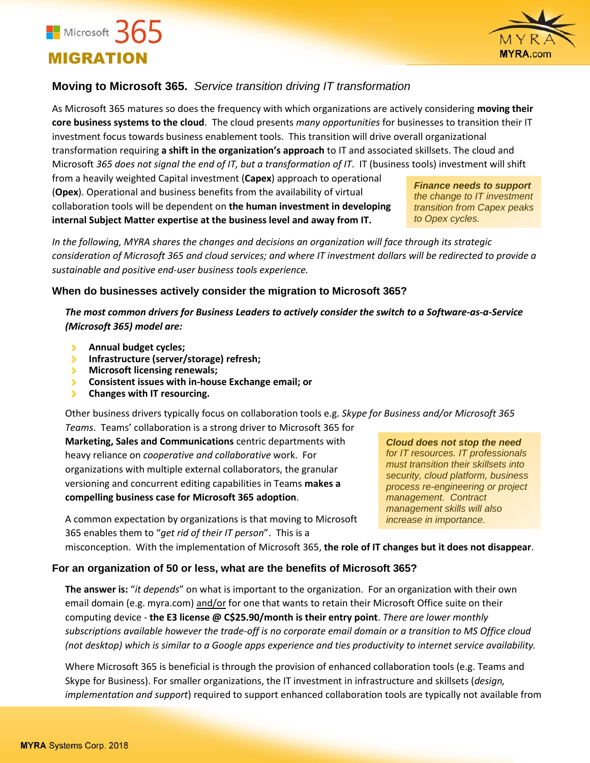# Microsoft 365 MIGRATION

## Moving to Microsoft 365. *Service transition driving IT transformation*

As Microsoft 365 matures so does the frequency with which organizations are actively considering **moving their core business systems to the cloud**. The cloud presents *many opportunities* for businesses to transition their IT investment focus towards business enablement tools. This transition will drive overall organizational transformation requiring **a shift in the organization's approach** to IT and associated skillsets. The cloud and Microsoft *365 does not signal the end of IT, but a transformation of IT*. IT (business tools) investment will shift from a heavily weighted Capital investment (**Capex**) approach to operational (**Opex**). Operational and business benefits from the availability of virtual collaboration tools will be dependent on **the human investment in developing internal Subject Matter expertise at the business level and away from IT.**

> ***Finance needs to support*** *the change to IT investment transition from Capex peaks to Opex cycles.*

*In the following, MYRA shares the changes and decisions an organization will face through its strategic consideration of Microsoft 365 and cloud services; and where IT investment dollars will be redirected to provide a sustainable and positive end-user business tools experience.*

### When do businesses actively consider the migration to Microsoft 365?

***The most common drivers for Business Leaders to actively consider the switch to a Software-as-a-Service (Microsoft 365) model are:***

- **Annual budget cycles;**
- **Infrastructure (server/storage) refresh;**
- **Microsoft licensing renewals;**
- **Consistent issues with in-house Exchange email; or**
- **Changes with IT resourcing.**

Other business drivers typically focus on collaboration tools e.g. *Skype for Business and/or Microsoft 365 Teams*. Teams' collaboration is a strong driver to Microsoft 365 for **Marketing, Sales and Communications** centric departments with heavy reliance on *cooperative and collaborative* work. For organizations with multiple external collaborators, the granular versioning and concurrent editing capabilities in Teams **makes a compelling business case for Microsoft 365 adoption**.

> ***Cloud does not stop the need*** *for IT resources. IT professionals must transition their skillsets into security, cloud platform, business process re-engineering or project management. Contract management skills will also increase in importance.*

A common expectation by organizations is that moving to Microsoft 365 enables them to "*get rid of their IT person*". This is a misconception. With the implementation of Microsoft 365, **the role of IT changes but it does not disappear**.

### For an organization of 50 or less, what are the benefits of Microsoft 365?

**The answer is:** "*it depends*" on what is important to the organization. For an organization with their own email domain (e.g. myra.com) and/or for one that wants to retain their Microsoft Office suite on their computing device - **the E3 license @ C$25.90/month is their entry point**. *There are lower monthly subscriptions available however the trade-off is no corporate email domain or a transition to MS Office cloud (not desktop) which is similar to a Google apps experience and ties productivity to internet service availability.*

Where Microsoft 365 is beneficial is through the provision of enhanced collaboration tools (e.g. Teams and Skype for Business). For smaller organizations, the IT investment in infrastructure and skillsets (*design, implementation and support*) required to support enhanced collaboration tools are typically not available from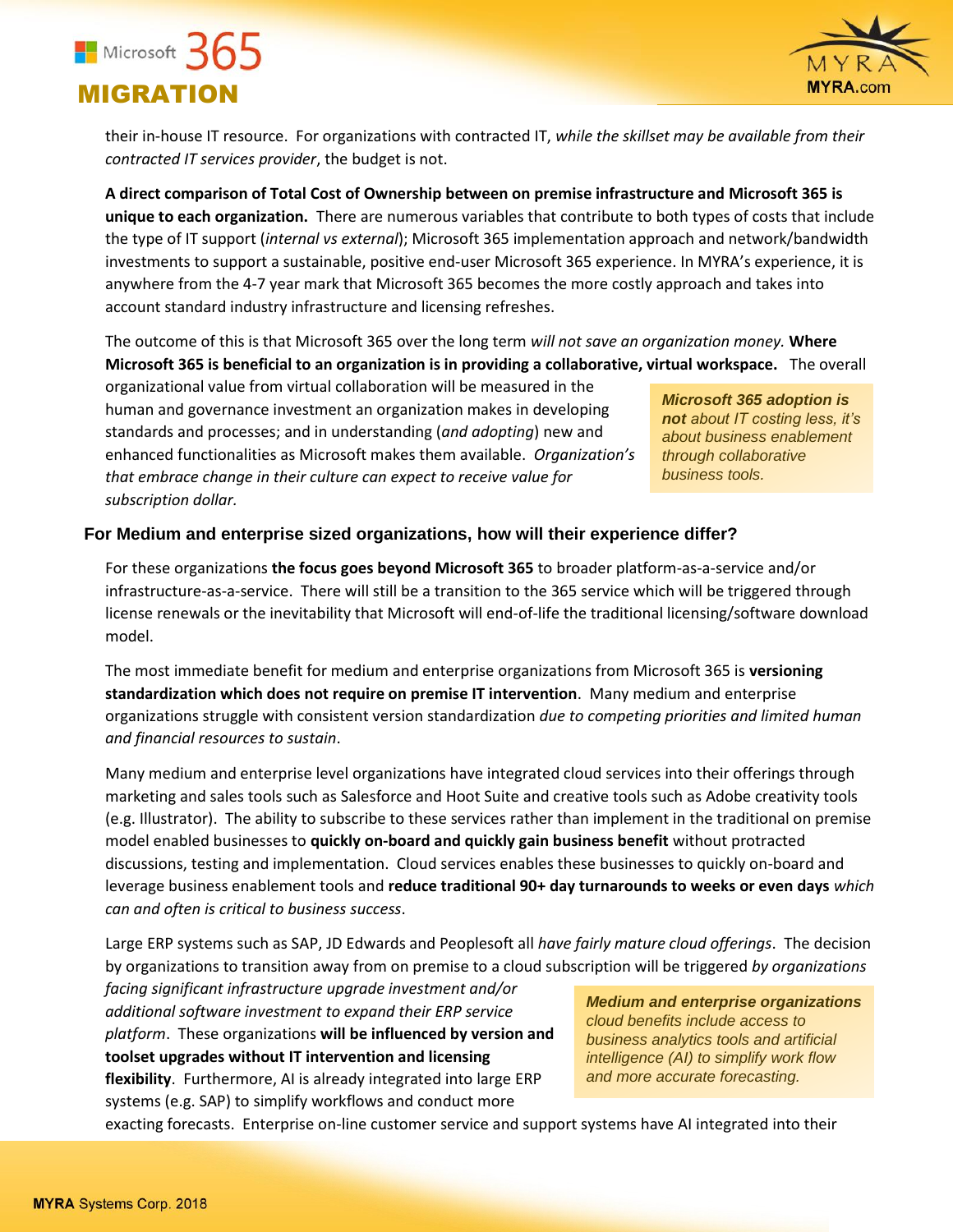their in-house IT resource. For organizations with contracted IT, *while the skillset may be available from their contracted IT services provider*, the budget is not.

**A direct comparison of Total Cost of Ownership between on premise infrastructure and Microsoft 365 is unique to each organization.** There are numerous variables that contribute to both types of costs that include the type of IT support (*internal vs external*); Microsoft 365 implementation approach and network/bandwidth investments to support a sustainable, positive end-user Microsoft 365 experience. In MYRA's experience, it is anywhere from the 4-7 year mark that Microsoft 365 becomes the more costly approach and takes into account standard industry infrastructure and licensing refreshes.

The outcome of this is that Microsoft 365 over the long term *will not save an organization money.* **Where Microsoft 365 is beneficial to an organization is in providing a collaborative, virtual workspace.** The overall organizational value from virtual collaboration will be measured in the human and governance investment an organization makes in developing standards and processes; and in understanding (*and adopting*) new and enhanced functionalities as Microsoft makes them available. *Organization's that embrace change in their culture can expect to receive value for subscription dollar.*

> ***Microsoft 365 adoption is not** about IT costing less, it's about business enablement through collaborative business tools.*

### For Medium and enterprise sized organizations, how will their experience differ?

For these organizations **the focus goes beyond Microsoft 365** to broader platform-as-a-service and/or infrastructure-as-a-service. There will still be a transition to the 365 service which will be triggered through license renewals or the inevitability that Microsoft will end-of-life the traditional licensing/software download model.

The most immediate benefit for medium and enterprise organizations from Microsoft 365 is **versioning standardization which does not require on premise IT intervention**. Many medium and enterprise organizations struggle with consistent version standardization *due to competing priorities and limited human and financial resources to sustain*.

Many medium and enterprise level organizations have integrated cloud services into their offerings through marketing and sales tools such as Salesforce and Hoot Suite and creative tools such as Adobe creativity tools (e.g. Illustrator). The ability to subscribe to these services rather than implement in the traditional on premise model enabled businesses to **quickly on-board and quickly gain business benefit** without protracted discussions, testing and implementation. Cloud services enables these businesses to quickly on-board and leverage business enablement tools and **reduce traditional 90+ day turnarounds to weeks or even days** *which can and often is critical to business success*.

Large ERP systems such as SAP, JD Edwards and Peoplesoft all *have fairly mature cloud offerings*. The decision by organizations to transition away from on premise to a cloud subscription will be triggered *by organizations facing significant infrastructure upgrade investment and/or additional software investment to expand their ERP service platform*. These organizations **will be influenced by version and toolset upgrades without IT intervention and licensing flexibility**. Furthermore, AI is already integrated into large ERP systems (e.g. SAP) to simplify workflows and conduct more exacting forecasts. Enterprise on-line customer service and support systems have AI integrated into their

> ***Medium and enterprise organizations** cloud benefits include access to business analytics tools and artificial intelligence (AI) to simplify work flow and more accurate forecasting.*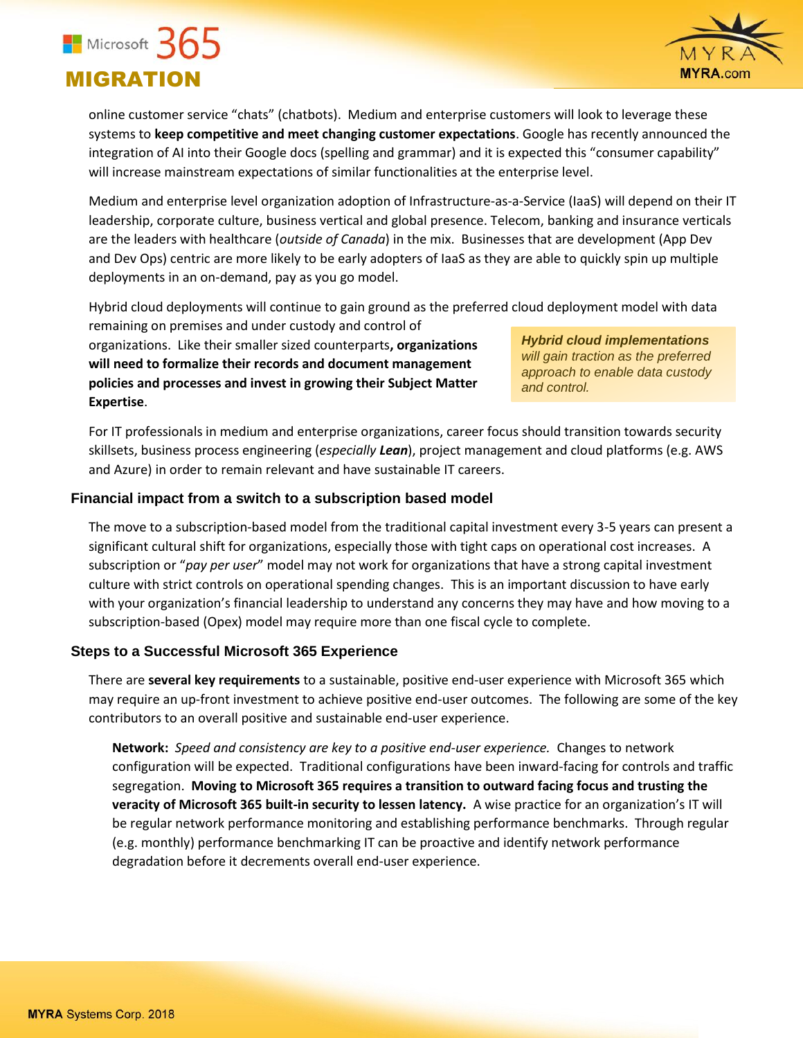online customer service "chats" (chatbots). Medium and enterprise customers will look to leverage these systems to **keep competitive and meet changing customer expectations**. Google has recently announced the integration of AI into their Google docs (spelling and grammar) and it is expected this "consumer capability" will increase mainstream expectations of similar functionalities at the enterprise level.

Medium and enterprise level organization adoption of Infrastructure-as-a-Service (IaaS) will depend on their IT leadership, corporate culture, business vertical and global presence. Telecom, banking and insurance verticals are the leaders with healthcare (*outside of Canada*) in the mix. Businesses that are development (App Dev and Dev Ops) centric are more likely to be early adopters of IaaS as they are able to quickly spin up multiple deployments in an on-demand, pay as you go model.

Hybrid cloud deployments will continue to gain ground as the preferred cloud deployment model with data remaining on premises and under custody and control of organizations. Like their smaller sized counterparts**, organizations will need to formalize their records and document management policies and processes and invest in growing their Subject Matter Expertise**.

> ***Hybrid cloud implementations*** *will gain traction as the preferred approach to enable data custody and control.*

For IT professionals in medium and enterprise organizations, career focus should transition towards security skillsets, business process engineering (*especially* ***Lean***), project management and cloud platforms (e.g. AWS and Azure) in order to remain relevant and have sustainable IT careers.

### Financial impact from a switch to a subscription based model

The move to a subscription-based model from the traditional capital investment every 3-5 years can present a significant cultural shift for organizations, especially those with tight caps on operational cost increases. A subscription or "*pay per user*" model may not work for organizations that have a strong capital investment culture with strict controls on operational spending changes. This is an important discussion to have early with your organization's financial leadership to understand any concerns they may have and how moving to a subscription-based (Opex) model may require more than one fiscal cycle to complete.

### Steps to a Successful Microsoft 365 Experience

There are **several key requirements** to a sustainable, positive end-user experience with Microsoft 365 which may require an up-front investment to achieve positive end-user outcomes. The following are some of the key contributors to an overall positive and sustainable end-user experience.

**Network:** *Speed and consistency are key to a positive end-user experience.* Changes to network configuration will be expected. Traditional configurations have been inward-facing for controls and traffic segregation. **Moving to Microsoft 365 requires a transition to outward facing focus and trusting the veracity of Microsoft 365 built-in security to lessen latency.** A wise practice for an organization's IT will be regular network performance monitoring and establishing performance benchmarks. Through regular (e.g. monthly) performance benchmarking IT can be proactive and identify network performance degradation before it decrements overall end-user experience.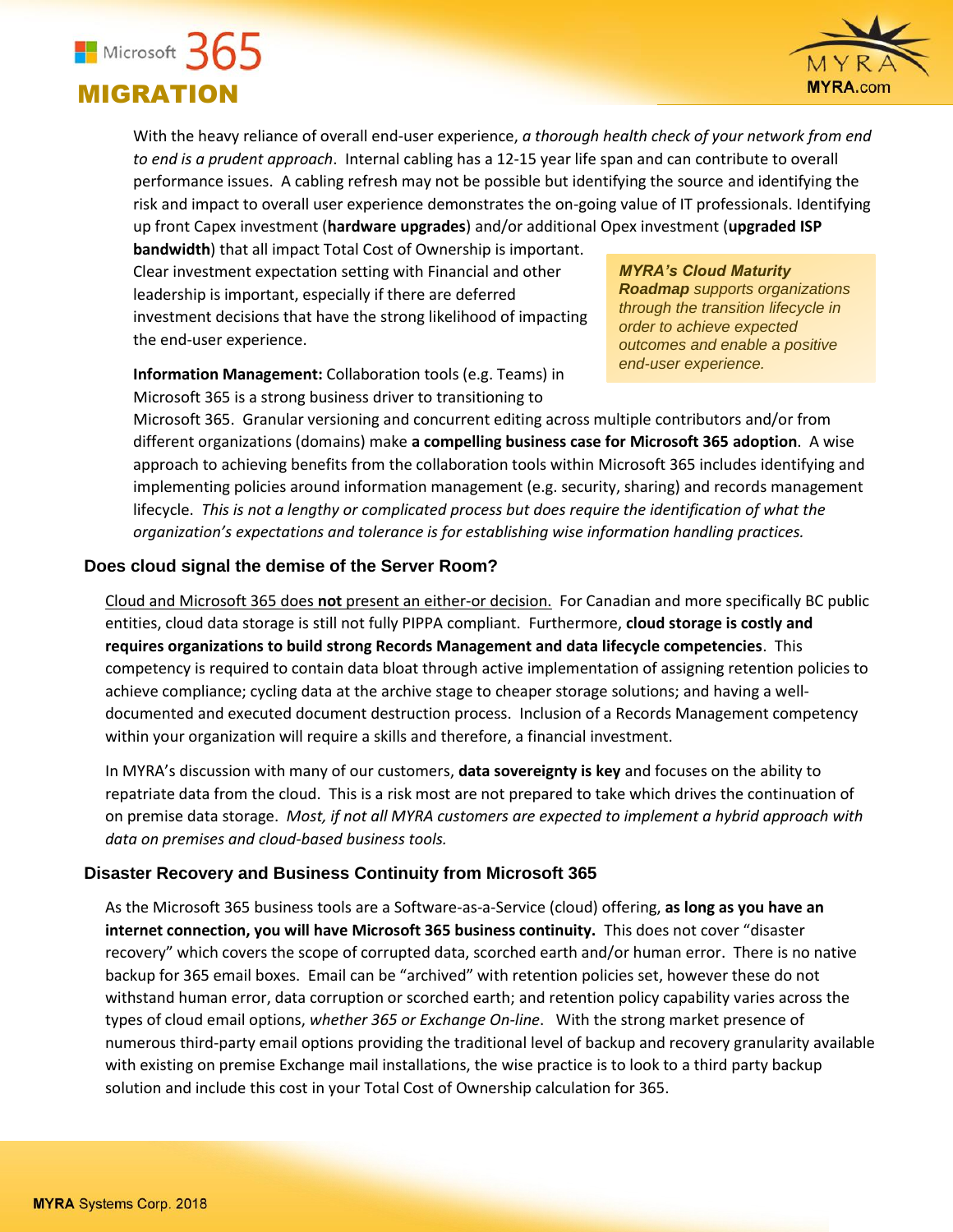With the heavy reliance of overall end-user experience, *a thorough health check of your network from end to end is a prudent approach*. Internal cabling has a 12-15 year life span and can contribute to overall performance issues. A cabling refresh may not be possible but identifying the source and identifying the risk and impact to overall user experience demonstrates the on-going value of IT professionals. Identifying up front Capex investment (**hardware upgrades**) and/or additional Opex investment (**upgraded ISP bandwidth**) that all impact Total Cost of Ownership is important. Clear investment expectation setting with Financial and other leadership is important, especially if there are deferred investment decisions that have the strong likelihood of impacting the end-user experience.

> ***MYRA's Cloud Maturity Roadmap*** *supports organizations through the transition lifecycle in order to achieve expected outcomes and enable a positive end-user experience.*

**Information Management:** Collaboration tools (e.g. Teams) in Microsoft 365 is a strong business driver to transitioning to Microsoft 365. Granular versioning and concurrent editing across multiple contributors and/or from different organizations (domains) make **a compelling business case for Microsoft 365 adoption**. A wise approach to achieving benefits from the collaboration tools within Microsoft 365 includes identifying and implementing policies around information management (e.g. security, sharing) and records management lifecycle. *This is not a lengthy or complicated process but does require the identification of what the organization's expectations and tolerance is for establishing wise information handling practices.*

### Does cloud signal the demise of the Server Room?

<u>Cloud and Microsoft 365 does **not** present an either-or decision.</u> For Canadian and more specifically BC public entities, cloud data storage is still not fully PIPPA compliant. Furthermore, **cloud storage is costly and requires organizations to build strong Records Management and data lifecycle competencies**. This competency is required to contain data bloat through active implementation of assigning retention policies to achieve compliance; cycling data at the archive stage to cheaper storage solutions; and having a well-documented and executed document destruction process. Inclusion of a Records Management competency within your organization will require a skills and therefore, a financial investment.

In MYRA's discussion with many of our customers, **data sovereignty is key** and focuses on the ability to repatriate data from the cloud. This is a risk most are not prepared to take which drives the continuation of on premise data storage. *Most, if not all MYRA customers are expected to implement a hybrid approach with data on premises and cloud-based business tools.*

### Disaster Recovery and Business Continuity from Microsoft 365

As the Microsoft 365 business tools are a Software-as-a-Service (cloud) offering, **as long as you have an internet connection, you will have Microsoft 365 business continuity.** This does not cover "disaster recovery" which covers the scope of corrupted data, scorched earth and/or human error. There is no native backup for 365 email boxes. Email can be "archived" with retention policies set, however these do not withstand human error, data corruption or scorched earth; and retention policy capability varies across the types of cloud email options, *whether 365 or Exchange On-line*. With the strong market presence of numerous third-party email options providing the traditional level of backup and recovery granularity available with existing on premise Exchange mail installations, the wise practice is to look to a third party backup solution and include this cost in your Total Cost of Ownership calculation for 365.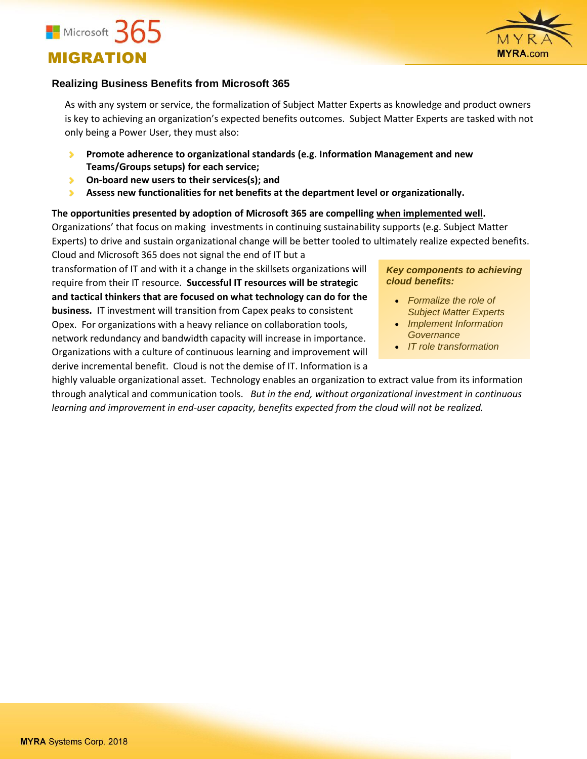## Realizing Business Benefits from Microsoft 365

As with any system or service, the formalization of Subject Matter Experts as knowledge and product owners is key to achieving an organization's expected benefits outcomes. Subject Matter Experts are tasked with not only being a Power User, they must also:

- **Promote adherence to organizational standards (e.g. Information Management and new Teams/Groups setups) for each service;**
- **On-board new users to their services(s); and**
- **Assess new functionalities for net benefits at the department level or organizationally.**

**The opportunities presented by adoption of Microsoft 365 are compelling <u>when implemented well</u>.** Organizations' that focus on making investments in continuing sustainability supports (e.g. Subject Matter Experts) to drive and sustain organizational change will be better tooled to ultimately realize expected benefits. Cloud and Microsoft 365 does not signal the end of IT but a transformation of IT and with it a change in the skillsets organizations will require from their IT resource. **Successful IT resources will be strategic and tactical thinkers that are focused on what technology can do for the business.** IT investment will transition from Capex peaks to consistent Opex. For organizations with a heavy reliance on collaboration tools, network redundancy and bandwidth capacity will increase in importance. Organizations with a culture of continuous learning and improvement will derive incremental benefit. Cloud is not the demise of IT. Information is a highly valuable organizational asset. Technology enables an organization to extract value from its information through analytical and communication tools. *But in the end, without organizational investment in continuous learning and improvement in end-user capacity, benefits expected from the cloud will not be realized.*

***Key components to achieving cloud benefits:***

- *Formalize the role of Subject Matter Experts*
- *Implement Information Governance*
- *IT role transformation*